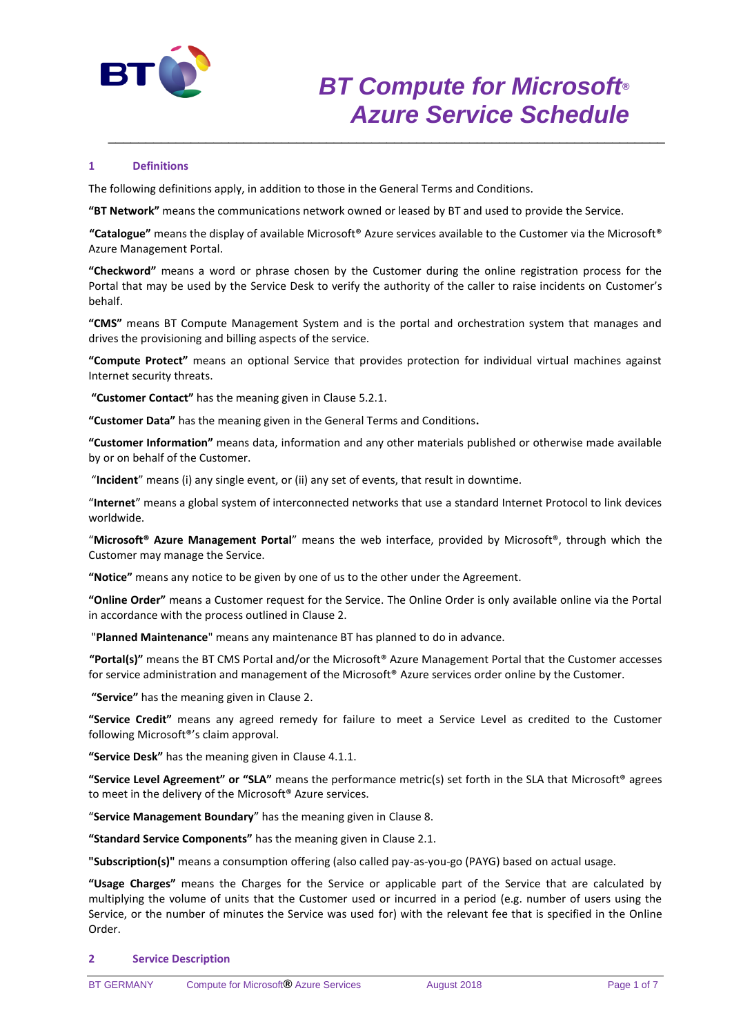# BT Compute for Microsoft® Azure Service Schedule

## 1 Definitions

The following definitions apply, in addition to those in the General Terms and Conditions.

**"BT Network"** means the communications network owned or leased by BT and used to provide the Service.

**"Catalogue"** means the display of available Microsoft® Azure services available to the Customer via the Microsoft® Azure Management Portal.

**"Checkword"** means a word or phrase chosen by the Customer during the online registration process for the Portal that may be used by the Service Desk to verify the authority of the caller to raise incidents on Customer's behalf.

**"CMS"** means BT Compute Management System and is the portal and orchestration system that manages and drives the provisioning and billing aspects of the service.

**"Compute Protect"** means an optional Service that provides protection for individual virtual machines against Internet security threats.

**"Customer Contact"** has the meaning given in Clause 5.2.1.

**"Customer Data"** has the meaning given in the General Terms and Conditions.

**"Customer Information"** means data, information and any other materials published or otherwise made available by or on behalf of the Customer.

"**Incident**" means (i) any single event, or (ii) any set of events, that result in downtime.

"**Internet**" means a global system of interconnected networks that use a standard Internet Protocol to link devices worldwide.

"**Microsoft® Azure Management Portal**" means the web interface, provided by Microsoft®, through which the Customer may manage the Service.

**"Notice"** means any notice to be given by one of us to the other under the Agreement.

**"Online Order"** means a Customer request for the Service. The Online Order is only available online via the Portal in accordance with the process outlined in Clause 2.

"**Planned Maintenance**" means any maintenance BT has planned to do in advance.

**"Portal(s)"** means the BT CMS Portal and/or the Microsoft® Azure Management Portal that the Customer accesses for service administration and management of the Microsoft® Azure services order online by the Customer.

**"Service"** has the meaning given in Clause 2.

**"Service Credit"** means any agreed remedy for failure to meet a Service Level as credited to the Customer following Microsoft®'s claim approval.

**"Service Desk"** has the meaning given in Clause 4.1.1.

**"Service Level Agreement" or "SLA"** means the performance metric(s) set forth in the SLA that Microsoft® agrees to meet in the delivery of the Microsoft® Azure services.

"**Service Management Boundary**" has the meaning given in Clause 8.

**"Standard Service Components"** has the meaning given in Clause 2.1.

**"Subscription(s)"** means a consumption offering (also called pay-as-you-go (PAYG) based on actual usage.

**"Usage Charges"** means the Charges for the Service or applicable part of the Service that are calculated by multiplying the volume of units that the Customer used or incurred in a period (e.g. number of users using the Service, or the number of minutes the Service was used for) with the relevant fee that is specified in the Online Order.

## 2 Service Description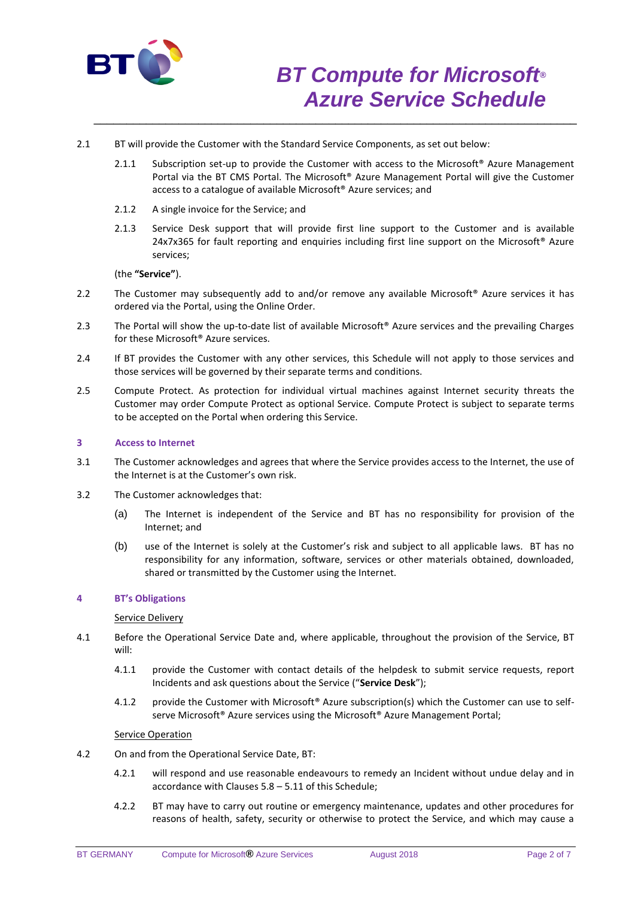2.1 BT will provide the Customer with the Standard Service Components, as set out below:

2.1.1 Subscription set-up to provide the Customer with access to the Microsoft® Azure Management Portal via the BT CMS Portal. The Microsoft® Azure Management Portal will give the Customer access to a catalogue of available Microsoft® Azure services; and

2.1.2 A single invoice for the Service; and

2.1.3 Service Desk support that will provide first line support to the Customer and is available 24x7x365 for fault reporting and enquiries including first line support on the Microsoft® Azure services;

(the **"Service"**).

2.2 The Customer may subsequently add to and/or remove any available Microsoft® Azure services it has ordered via the Portal, using the Online Order.

2.3 The Portal will show the up-to-date list of available Microsoft® Azure services and the prevailing Charges for these Microsoft® Azure services.

2.4 If BT provides the Customer with any other services, this Schedule will not apply to those services and those services will be governed by their separate terms and conditions.

2.5 Compute Protect. As protection for individual virtual machines against Internet security threats the Customer may order Compute Protect as optional Service. Compute Protect is subject to separate terms to be accepted on the Portal when ordering this Service.

## 3 Access to Internet

3.1 The Customer acknowledges and agrees that where the Service provides access to the Internet, the use of the Internet is at the Customer's own risk.

3.2 The Customer acknowledges that:

(a) The Internet is independent of the Service and BT has no responsibility for provision of the Internet; and

(b) use of the Internet is solely at the Customer's risk and subject to all applicable laws. BT has no responsibility for any information, software, services or other materials obtained, downloaded, shared or transmitted by the Customer using the Internet.

## 4 BT's Obligations

Service Delivery

4.1 Before the Operational Service Date and, where applicable, throughout the provision of the Service, BT will:

4.1.1 provide the Customer with contact details of the helpdesk to submit service requests, report Incidents and ask questions about the Service ("**Service Desk**");

4.1.2 provide the Customer with Microsoft® Azure subscription(s) which the Customer can use to self-serve Microsoft® Azure services using the Microsoft® Azure Management Portal;

Service Operation

4.2 On and from the Operational Service Date, BT:

4.2.1 will respond and use reasonable endeavours to remedy an Incident without undue delay and in accordance with Clauses 5.8 – 5.11 of this Schedule;

4.2.2 BT may have to carry out routine or emergency maintenance, updates and other procedures for reasons of health, safety, security or otherwise to protect the Service, and which may cause a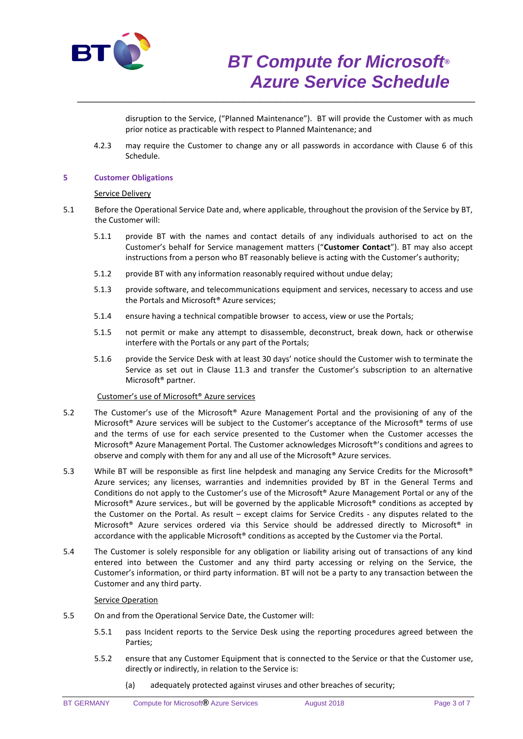disruption to the Service, ("Planned Maintenance"). BT will provide the Customer with as much prior notice as practicable with respect to Planned Maintenance; and

4.2.3 may require the Customer to change any or all passwords in accordance with Clause 6 of this Schedule.

## 5 Customer Obligations

Service Delivery

5.1 Before the Operational Service Date and, where applicable, throughout the provision of the Service by BT, the Customer will:

5.1.1 provide BT with the names and contact details of any individuals authorised to act on the Customer's behalf for Service management matters ("**Customer Contact**"). BT may also accept instructions from a person who BT reasonably believe is acting with the Customer's authority;

5.1.2 provide BT with any information reasonably required without undue delay;

5.1.3 provide software, and telecommunications equipment and services, necessary to access and use the Portals and Microsoft® Azure services;

5.1.4 ensure having a technical compatible browser to access, view or use the Portals;

5.1.5 not permit or make any attempt to disassemble, deconstruct, break down, hack or otherwise interfere with the Portals or any part of the Portals;

5.1.6 provide the Service Desk with at least 30 days' notice should the Customer wish to terminate the Service as set out in Clause 11.3 and transfer the Customer's subscription to an alternative Microsoft® partner.

Customer's use of Microsoft® Azure services

5.2 The Customer's use of the Microsoft® Azure Management Portal and the provisioning of any of the Microsoft® Azure services will be subject to the Customer's acceptance of the Microsoft® terms of use and the terms of use for each service presented to the Customer when the Customer accesses the Microsoft® Azure Management Portal. The Customer acknowledges Microsoft®'s conditions and agrees to observe and comply with them for any and all use of the Microsoft® Azure services.

5.3 While BT will be responsible as first line helpdesk and managing any Service Credits for the Microsoft® Azure services; any licenses, warranties and indemnities provided by BT in the General Terms and Conditions do not apply to the Customer's use of the Microsoft® Azure Management Portal or any of the Microsoft® Azure services., but will be governed by the applicable Microsoft® conditions as accepted by the Customer on the Portal. As result – except claims for Service Credits - any disputes related to the Microsoft® Azure services ordered via this Service should be addressed directly to Microsoft® in accordance with the applicable Microsoft® conditions as accepted by the Customer via the Portal.

5.4 The Customer is solely responsible for any obligation or liability arising out of transactions of any kind entered into between the Customer and any third party accessing or relying on the Service, the Customer's information, or third party information. BT will not be a party to any transaction between the Customer and any third party.

Service Operation

5.5 On and from the Operational Service Date, the Customer will:

5.5.1 pass Incident reports to the Service Desk using the reporting procedures agreed between the Parties;

5.5.2 ensure that any Customer Equipment that is connected to the Service or that the Customer use, directly or indirectly, in relation to the Service is:

(a) adequately protected against viruses and other breaches of security;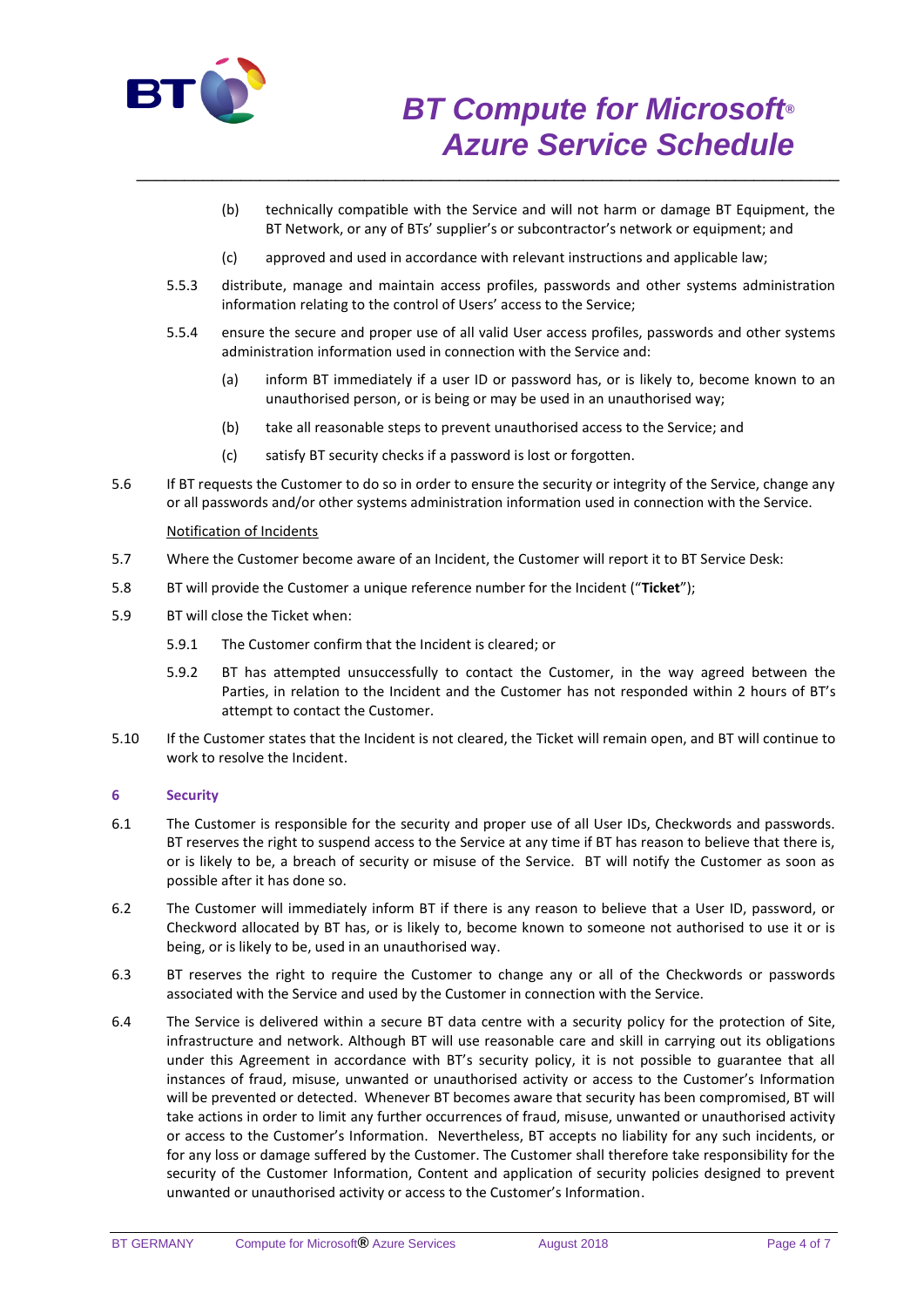(b) technically compatible with the Service and will not harm or damage BT Equipment, the BT Network, or any of BTs' supplier's or subcontractor's network or equipment; and

(c) approved and used in accordance with relevant instructions and applicable law;

5.5.3 distribute, manage and maintain access profiles, passwords and other systems administration information relating to the control of Users' access to the Service;

5.5.4 ensure the secure and proper use of all valid User access profiles, passwords and other systems administration information used in connection with the Service and:

(a) inform BT immediately if a user ID or password has, or is likely to, become known to an unauthorised person, or is being or may be used in an unauthorised way;

(b) take all reasonable steps to prevent unauthorised access to the Service; and

(c) satisfy BT security checks if a password is lost or forgotten.

5.6 If BT requests the Customer to do so in order to ensure the security or integrity of the Service, change any or all passwords and/or other systems administration information used in connection with the Service.

Notification of Incidents

5.7 Where the Customer become aware of an Incident, the Customer will report it to BT Service Desk:

5.8 BT will provide the Customer a unique reference number for the Incident ("**Ticket**");

5.9 BT will close the Ticket when:

5.9.1 The Customer confirm that the Incident is cleared; or

5.9.2 BT has attempted unsuccessfully to contact the Customer, in the way agreed between the Parties, in relation to the Incident and the Customer has not responded within 2 hours of BT's attempt to contact the Customer.

5.10 If the Customer states that the Incident is not cleared, the Ticket will remain open, and BT will continue to work to resolve the Incident.

## 6 Security

6.1 The Customer is responsible for the security and proper use of all User IDs, Checkwords and passwords. BT reserves the right to suspend access to the Service at any time if BT has reason to believe that there is, or is likely to be, a breach of security or misuse of the Service. BT will notify the Customer as soon as possible after it has done so.

6.2 The Customer will immediately inform BT if there is any reason to believe that a User ID, password, or Checkword allocated by BT has, or is likely to, become known to someone not authorised to use it or is being, or is likely to be, used in an unauthorised way.

6.3 BT reserves the right to require the Customer to change any or all of the Checkwords or passwords associated with the Service and used by the Customer in connection with the Service.

6.4 The Service is delivered within a secure BT data centre with a security policy for the protection of Site, infrastructure and network. Although BT will use reasonable care and skill in carrying out its obligations under this Agreement in accordance with BT's security policy, it is not possible to guarantee that all instances of fraud, misuse, unwanted or unauthorised activity or access to the Customer's Information will be prevented or detected. Whenever BT becomes aware that security has been compromised, BT will take actions in order to limit any further occurrences of fraud, misuse, unwanted or unauthorised activity or access to the Customer's Information. Nevertheless, BT accepts no liability for any such incidents, or for any loss or damage suffered by the Customer. The Customer shall therefore take responsibility for the security of the Customer Information, Content and application of security policies designed to prevent unwanted or unauthorised activity or access to the Customer's Information.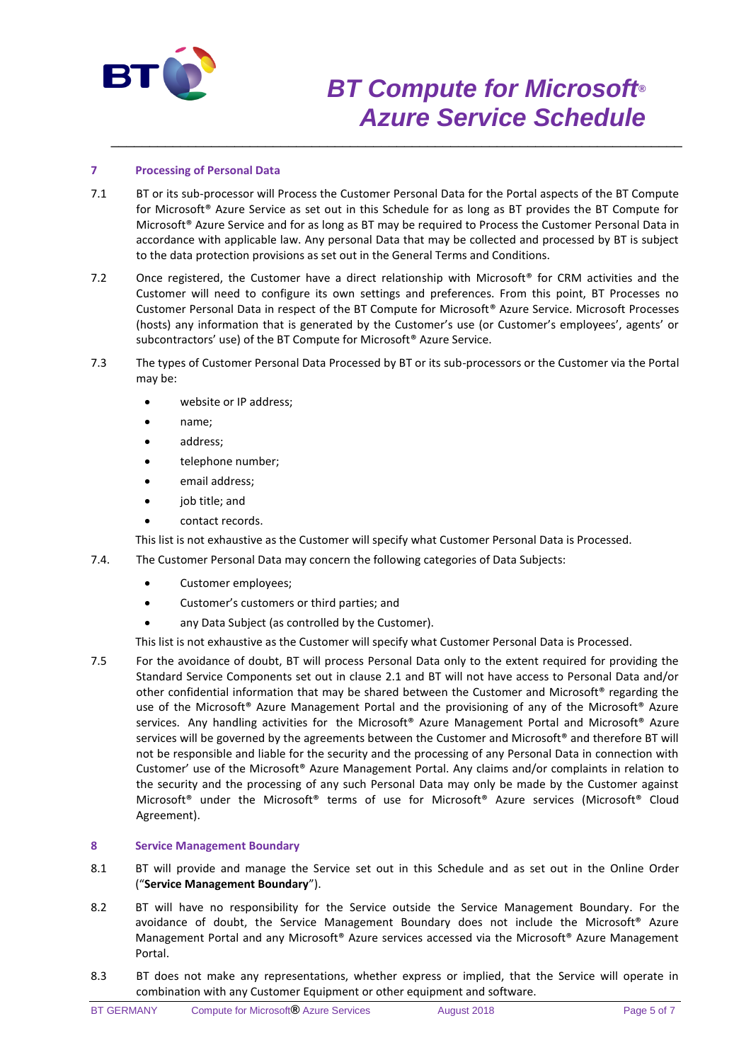## 7 Processing of Personal Data

7.1 BT or its sub-processor will Process the Customer Personal Data for the Portal aspects of the BT Compute for Microsoft® Azure Service as set out in this Schedule for as long as BT provides the BT Compute for Microsoft® Azure Service and for as long as BT may be required to Process the Customer Personal Data in accordance with applicable law. Any personal Data that may be collected and processed by BT is subject to the data protection provisions as set out in the General Terms and Conditions.

7.2 Once registered, the Customer have a direct relationship with Microsoft® for CRM activities and the Customer will need to configure its own settings and preferences. From this point, BT Processes no Customer Personal Data in respect of the BT Compute for Microsoft® Azure Service. Microsoft Processes (hosts) any information that is generated by the Customer's use (or Customer's employees', agents' or subcontractors' use) of the BT Compute for Microsoft® Azure Service.

7.3 The types of Customer Personal Data Processed by BT or its sub-processors or the Customer via the Portal may be:

- website or IP address;
- name;
- address;
- telephone number;
- email address;
- job title; and
- contact records.

This list is not exhaustive as the Customer will specify what Customer Personal Data is Processed.

7.4. The Customer Personal Data may concern the following categories of Data Subjects:

- Customer employees;
- Customer's customers or third parties; and
- any Data Subject (as controlled by the Customer).

This list is not exhaustive as the Customer will specify what Customer Personal Data is Processed.

7.5 For the avoidance of doubt, BT will process Personal Data only to the extent required for providing the Standard Service Components set out in clause 2.1 and BT will not have access to Personal Data and/or other confidential information that may be shared between the Customer and Microsoft® regarding the use of the Microsoft® Azure Management Portal and the provisioning of any of the Microsoft® Azure services. Any handling activities for the Microsoft® Azure Management Portal and Microsoft® Azure services will be governed by the agreements between the Customer and Microsoft® and therefore BT will not be responsible and liable for the security and the processing of any Personal Data in connection with Customer' use of the Microsoft® Azure Management Portal. Any claims and/or complaints in relation to the security and the processing of any such Personal Data may only be made by the Customer against Microsoft® under the Microsoft® terms of use for Microsoft® Azure services (Microsoft® Cloud Agreement).

## 8 Service Management Boundary

8.1 BT will provide and manage the Service set out in this Schedule and as set out in the Online Order ("**Service Management Boundary**").

8.2 BT will have no responsibility for the Service outside the Service Management Boundary. For the avoidance of doubt, the Service Management Boundary does not include the Microsoft® Azure Management Portal and any Microsoft® Azure services accessed via the Microsoft® Azure Management Portal.

8.3 BT does not make any representations, whether express or implied, that the Service will operate in combination with any Customer Equipment or other equipment and software.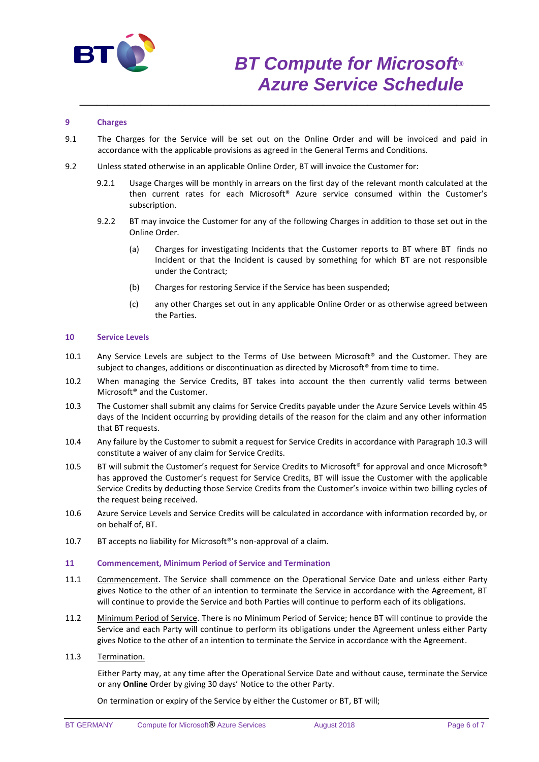## 9 Charges

9.1 The Charges for the Service will be set out on the Online Order and will be invoiced and paid in accordance with the applicable provisions as agreed in the General Terms and Conditions.

9.2 Unless stated otherwise in an applicable Online Order, BT will invoice the Customer for:

9.2.1 Usage Charges will be monthly in arrears on the first day of the relevant month calculated at the then current rates for each Microsoft® Azure service consumed within the Customer's subscription.

9.2.2 BT may invoice the Customer for any of the following Charges in addition to those set out in the Online Order.

(a) Charges for investigating Incidents that the Customer reports to BT where BT finds no Incident or that the Incident is caused by something for which BT are not responsible under the Contract;

(b) Charges for restoring Service if the Service has been suspended;

(c) any other Charges set out in any applicable Online Order or as otherwise agreed between the Parties.

## 10 Service Levels

10.1 Any Service Levels are subject to the Terms of Use between Microsoft® and the Customer. They are subject to changes, additions or discontinuation as directed by Microsoft® from time to time.

10.2 When managing the Service Credits, BT takes into account the then currently valid terms between Microsoft® and the Customer.

10.3 The Customer shall submit any claims for Service Credits payable under the Azure Service Levels within 45 days of the Incident occurring by providing details of the reason for the claim and any other information that BT requests.

10.4 Any failure by the Customer to submit a request for Service Credits in accordance with Paragraph 10.3 will constitute a waiver of any claim for Service Credits.

10.5 BT will submit the Customer's request for Service Credits to Microsoft® for approval and once Microsoft® has approved the Customer's request for Service Credits, BT will issue the Customer with the applicable Service Credits by deducting those Service Credits from the Customer's invoice within two billing cycles of the request being received.

10.6 Azure Service Levels and Service Credits will be calculated in accordance with information recorded by, or on behalf of, BT.

10.7 BT accepts no liability for Microsoft®'s non-approval of a claim.

## 11 Commencement, Minimum Period of Service and Termination

11.1 Commencement. The Service shall commence on the Operational Service Date and unless either Party gives Notice to the other of an intention to terminate the Service in accordance with the Agreement, BT will continue to provide the Service and both Parties will continue to perform each of its obligations.

11.2 Minimum Period of Service. There is no Minimum Period of Service; hence BT will continue to provide the Service and each Party will continue to perform its obligations under the Agreement unless either Party gives Notice to the other of an intention to terminate the Service in accordance with the Agreement.

11.3 Termination.

Either Party may, at any time after the Operational Service Date and without cause, terminate the Service or any **Online** Order by giving 30 days' Notice to the other Party.

On termination or expiry of the Service by either the Customer or BT, BT will;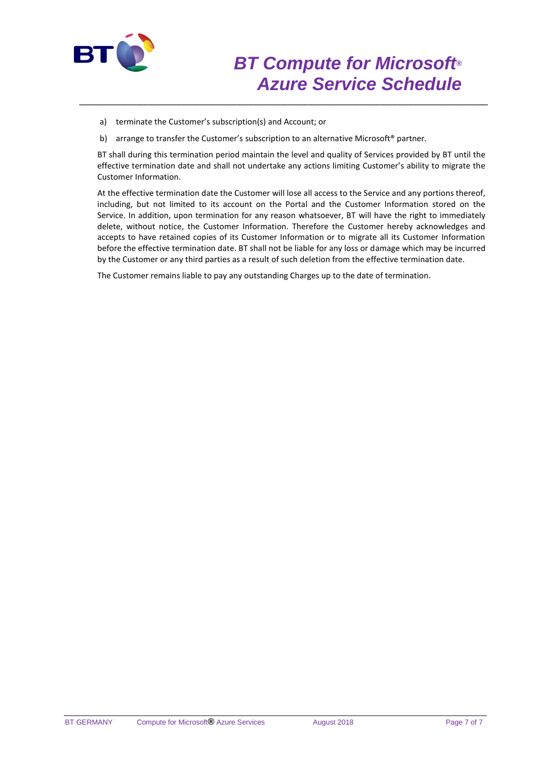a) terminate the Customer's subscription(s) and Account; or

b) arrange to transfer the Customer's subscription to an alternative Microsoft® partner.

BT shall during this termination period maintain the level and quality of Services provided by BT until the effective termination date and shall not undertake any actions limiting Customer's ability to migrate the Customer Information.

At the effective termination date the Customer will lose all access to the Service and any portions thereof, including, but not limited to its account on the Portal and the Customer Information stored on the Service. In addition, upon termination for any reason whatsoever, BT will have the right to immediately delete, without notice, the Customer Information. Therefore the Customer hereby acknowledges and accepts to have retained copies of its Customer Information or to migrate all its Customer Information before the effective termination date. BT shall not be liable for any loss or damage which may be incurred by the Customer or any third parties as a result of such deletion from the effective termination date.

The Customer remains liable to pay any outstanding Charges up to the date of termination.